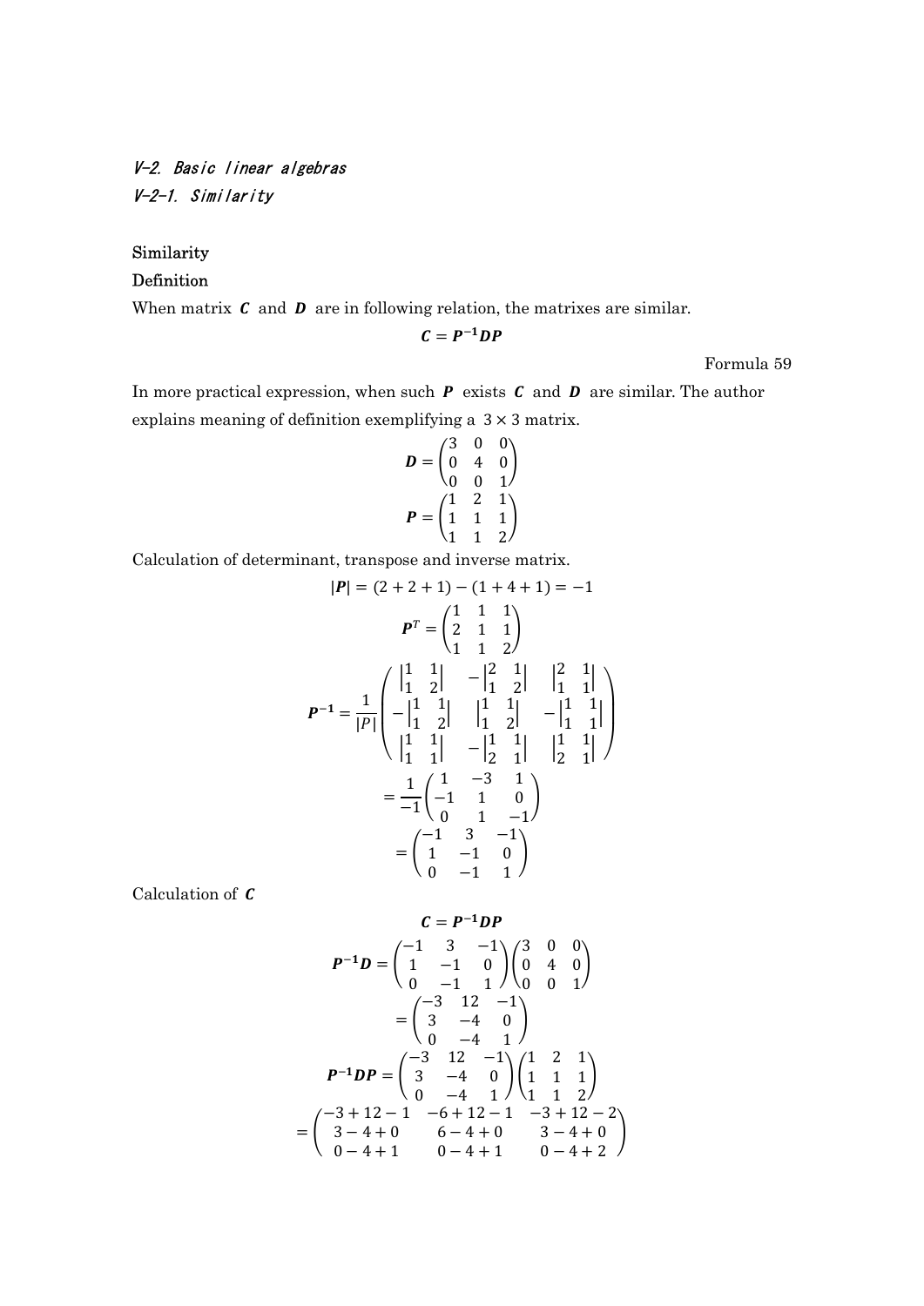## V-2. Basic linear algebras

### V-2-1. Similarity

**Similarity**

**Definition**

When matrix $\boldsymbol{C}$ and $\boldsymbol{D}$ are in following relation, the matrixes are similar.

$$\boldsymbol{C} = \boldsymbol{P}^{-1}\boldsymbol{D}\boldsymbol{P}$$

Formula 59

In more practical expression, when such $\boldsymbol{P}$ exists $\boldsymbol{C}$ and $\boldsymbol{D}$ are similar. The author explains meaning of definition exemplifying a $3 \times 3$ matrix.

$$\boldsymbol{D} = \begin{pmatrix} 3 & 0 & 0 \\ 0 & 4 & 0 \\ 0 & 0 & 1 \end{pmatrix}$$

$$\boldsymbol{P} = \begin{pmatrix} 1 & 2 & 1 \\ 1 & 1 & 1 \\ 1 & 1 & 2 \end{pmatrix}$$

Calculation of determinant, transpose and inverse matrix.

$$|\boldsymbol{P}| = (2 + 2 + 1) - (1 + 4 + 1) = -1$$

$$\boldsymbol{P}^T = \begin{pmatrix} 1 & 1 & 1 \\ 2 & 1 & 1 \\ 1 & 1 & 2 \end{pmatrix}$$

$$\boldsymbol{P}^{-1} = \frac{1}{|P|} \begin{pmatrix} \begin{vmatrix} 1 & 1 \\ 1 & 2 \end{vmatrix} & -\begin{vmatrix} 2 & 1 \\ 1 & 2 \end{vmatrix} & \begin{vmatrix} 2 & 1 \\ 1 & 1 \end{vmatrix} \\ -\begin{vmatrix} 1 & 1 \\ 1 & 2 \end{vmatrix} & \begin{vmatrix} 1 & 1 \\ 1 & 2 \end{vmatrix} & -\begin{vmatrix} 1 & 1 \\ 1 & 1 \end{vmatrix} \\ \begin{vmatrix} 1 & 1 \\ 1 & 1 \end{vmatrix} & -\begin{vmatrix} 1 & 1 \\ 2 & 1 \end{vmatrix} & \begin{vmatrix} 1 & 1 \\ 2 & 1 \end{vmatrix} \end{pmatrix}$$

$$= \frac{1}{-1} \begin{pmatrix} 1 & -3 & 1 \\ -1 & 1 & 0 \\ 0 & 1 & -1 \end{pmatrix}$$

$$= \begin{pmatrix} -1 & 3 & -1 \\ 1 & -1 & 0 \\ 0 & -1 & 1 \end{pmatrix}$$

Calculation of $\boldsymbol{C}$

$$\boldsymbol{C} = \boldsymbol{P}^{-1}\boldsymbol{D}\boldsymbol{P}$$

$$\boldsymbol{P}^{-1}\boldsymbol{D} = \begin{pmatrix} -1 & 3 & -1 \\ 1 & -1 & 0 \\ 0 & -1 & 1 \end{pmatrix} \begin{pmatrix} 3 & 0 & 0 \\ 0 & 4 & 0 \\ 0 & 0 & 1 \end{pmatrix}$$

$$= \begin{pmatrix} -3 & 12 & -1 \\ 3 & -4 & 0 \\ 0 & -4 & 1 \end{pmatrix}$$

$$\boldsymbol{P}^{-1}\boldsymbol{D}\boldsymbol{P} = \begin{pmatrix} -3 & 12 & -1 \\ 3 & -4 & 0 \\ 0 & -4 & 1 \end{pmatrix} \begin{pmatrix} 1 & 2 & 1 \\ 1 & 1 & 1 \\ 1 & 1 & 2 \end{pmatrix}$$

$$= \begin{pmatrix} -3 + 12 - 1 & -6 + 12 - 1 & -3 + 12 - 2 \\ 3 - 4 + 0 & 6 - 4 + 0 & 3 - 4 + 0 \\ 0 - 4 + 1 & 0 - 4 + 1 & 0 - 4 + 2 \end{pmatrix}$$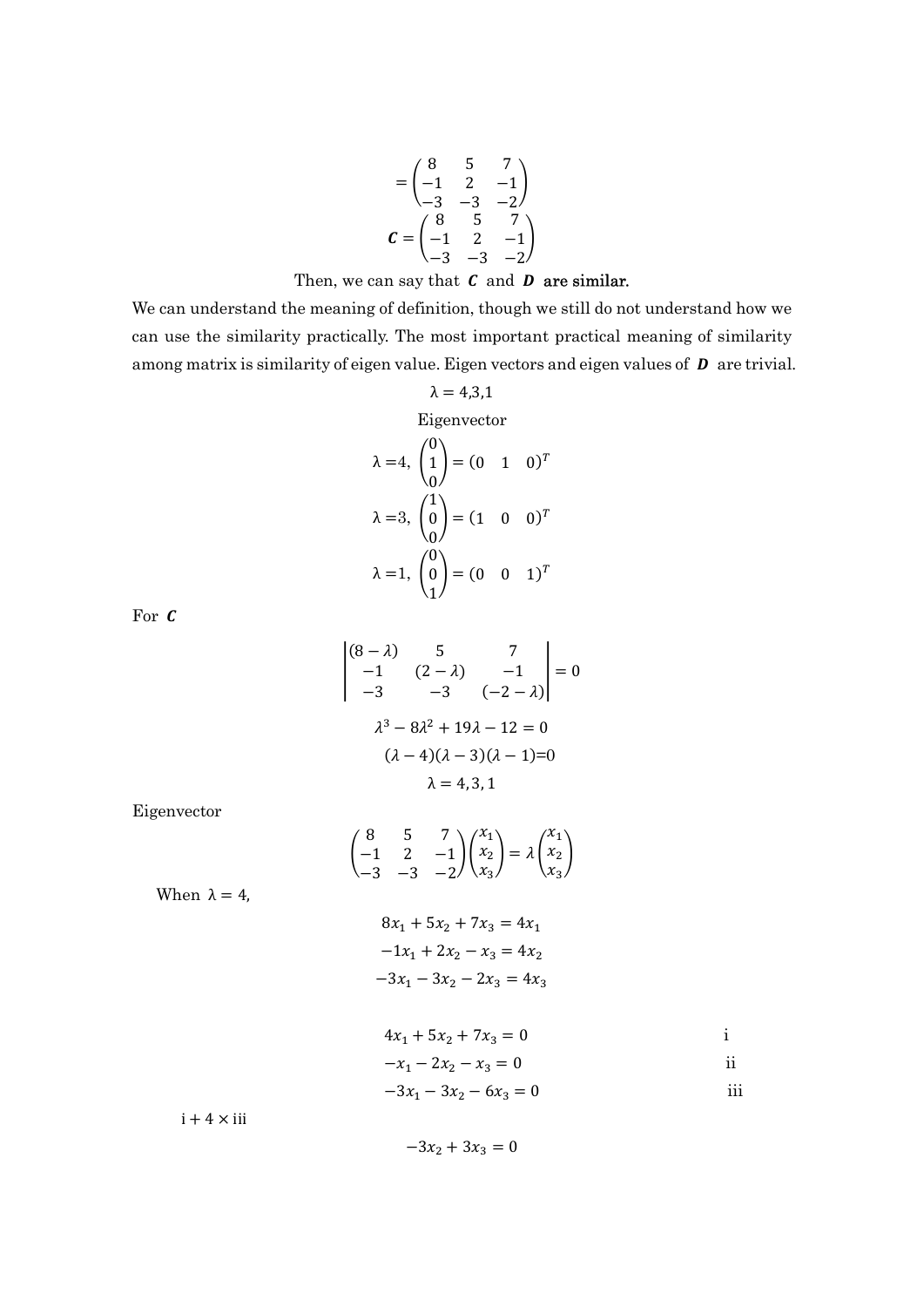$$= \begin{pmatrix} 8 & 5 & 7 \\ -1 & 2 & -1 \\ -3 & -3 & -2 \end{pmatrix}$$

$$\boldsymbol{C} = \begin{pmatrix} 8 & 5 & 7 \\ -1 & 2 & -1 \\ -3 & -3 & -2 \end{pmatrix}$$

Then, we can say that $\boldsymbol{C}$ and $\boldsymbol{D}$ are similar.

We can understand the meaning of definition, though we still do not understand how we can use the similarity practically. The most important practical meaning of similarity among matrix is similarity of eigen value. Eigen vectors and eigen values of $\boldsymbol{D}$ are trivial.

$$\lambda = 4,3,1$$

Eigenvector

$$\lambda = 4,\ \begin{pmatrix} 0 \\ 1 \\ 0 \end{pmatrix} = (0 \quad 1 \quad 0)^T$$

$$\lambda = 3,\ \begin{pmatrix} 1 \\ 0 \\ 0 \end{pmatrix} = (1 \quad 0 \quad 0)^T$$

$$\lambda = 1,\ \begin{pmatrix} 0 \\ 0 \\ 1 \end{pmatrix} = (0 \quad 0 \quad 1)^T$$

For $\boldsymbol{C}$

$$\begin{vmatrix} (8-\lambda) & 5 & 7 \\ -1 & (2-\lambda) & -1 \\ -3 & -3 & (-2-\lambda) \end{vmatrix} = 0$$

$$\lambda^3 - 8\lambda^2 + 19\lambda - 12 = 0$$

$$(\lambda - 4)(\lambda - 3)(\lambda - 1) = 0$$

$$\lambda = 4, 3, 1$$

Eigenvector

$$\begin{pmatrix} 8 & 5 & 7 \\ -1 & 2 & -1 \\ -3 & -3 & -2 \end{pmatrix} \begin{pmatrix} x_1 \\ x_2 \\ x_3 \end{pmatrix} = \lambda \begin{pmatrix} x_1 \\ x_2 \\ x_3 \end{pmatrix}$$

When $\lambda = 4$,

$$8x_1 + 5x_2 + 7x_3 = 4x_1$$

$$-1x_1 + 2x_2 - x_3 = 4x_2$$

$$-3x_1 - 3x_2 - 2x_3 = 4x_3$$

$$4x_1 + 5x_2 + 7x_3 = 0 \qquad \text{i}$$

$$-x_1 - 2x_2 - x_3 = 0 \qquad \text{ii}$$

$$-3x_1 - 3x_2 - 6x_3 = 0 \qquad \text{iii}$$

$\text{i} + 4 \times \text{iii}$

$$-3x_2 + 3x_3 = 0$$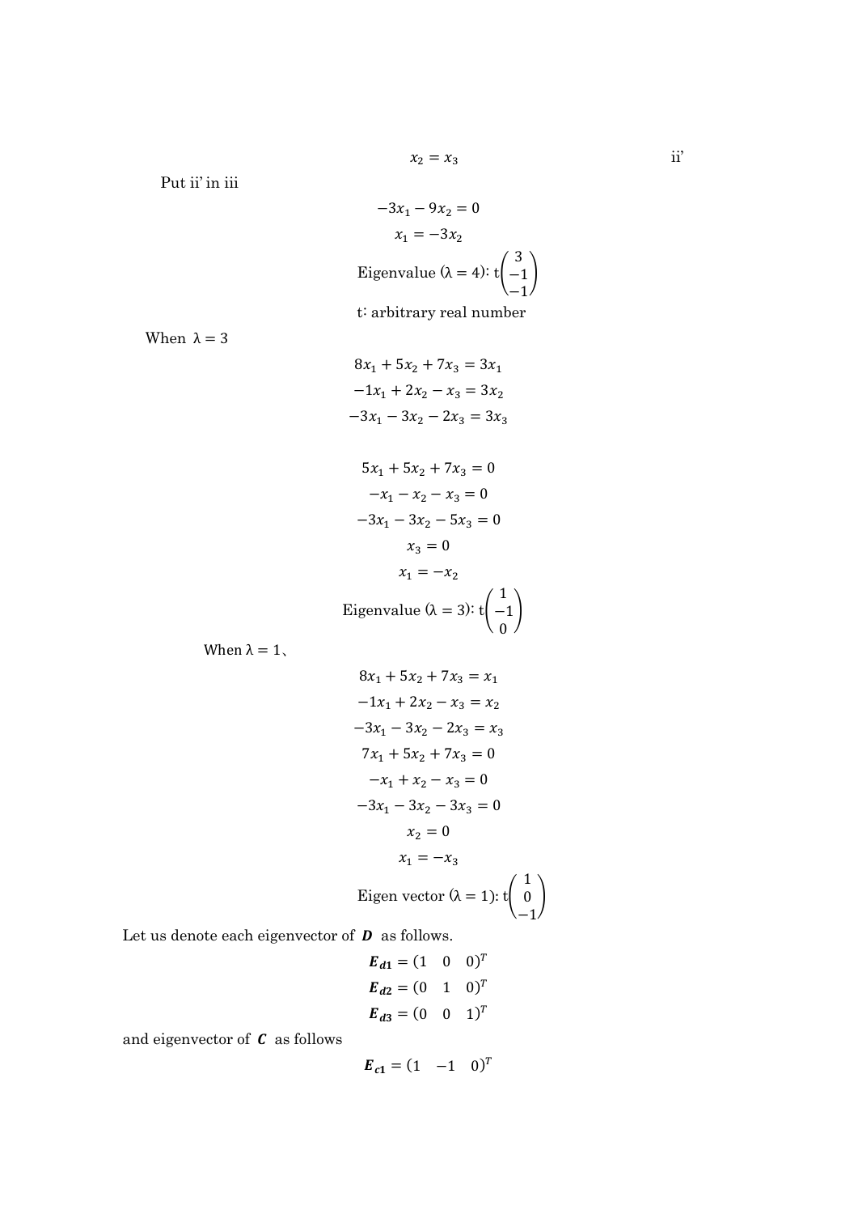$$x_2 = x_3 \qquad \text{ii'}$$

Put ii' in iii

$$-3x_1 - 9x_2 = 0$$

$$x_1 = -3x_2$$

$$\text{Eigenvalue } (\lambda = 4)\text{: } t\begin{pmatrix} 3 \\ -1 \\ -1 \end{pmatrix}$$

t: arbitrary real number

When $\lambda = 3$

$$8x_1 + 5x_2 + 7x_3 = 3x_1$$

$$-1x_1 + 2x_2 - x_3 = 3x_2$$

$$-3x_1 - 3x_2 - 2x_3 = 3x_3$$

$$5x_1 + 5x_2 + 7x_3 = 0$$

$$-x_1 - x_2 - x_3 = 0$$

$$-3x_1 - 3x_2 - 5x_3 = 0$$

$$x_3 = 0$$

$$x_1 = -x_2$$

$$\text{Eigenvalue } (\lambda = 3)\text{: } t\begin{pmatrix} 1 \\ -1 \\ 0 \end{pmatrix}$$

When $\lambda = 1$、

$$8x_1 + 5x_2 + 7x_3 = x_1$$

$$-1x_1 + 2x_2 - x_3 = x_2$$

$$-3x_1 - 3x_2 - 2x_3 = x_3$$

$$7x_1 + 5x_2 + 7x_3 = 0$$

$$-x_1 + x_2 - x_3 = 0$$

$$-3x_1 - 3x_2 - 3x_3 = 0$$

$$x_2 = 0$$

$$x_1 = -x_3$$

$$\text{Eigen vector } (\lambda = 1)\text{: } t\begin{pmatrix} 1 \\ 0 \\ -1 \end{pmatrix}$$

Let us denote each eigenvector of $\boldsymbol{D}$ as follows.

$$\boldsymbol{E_{d1}} = (1 \quad 0 \quad 0)^T$$

$$\boldsymbol{E_{d2}} = (0 \quad 1 \quad 0)^T$$

$$\boldsymbol{E_{d3}} = (0 \quad 0 \quad 1)^T$$

and eigenvector of $\boldsymbol{C}$ as follows

$$\boldsymbol{E_{c1}} = (1 \quad -1 \quad 0)^T$$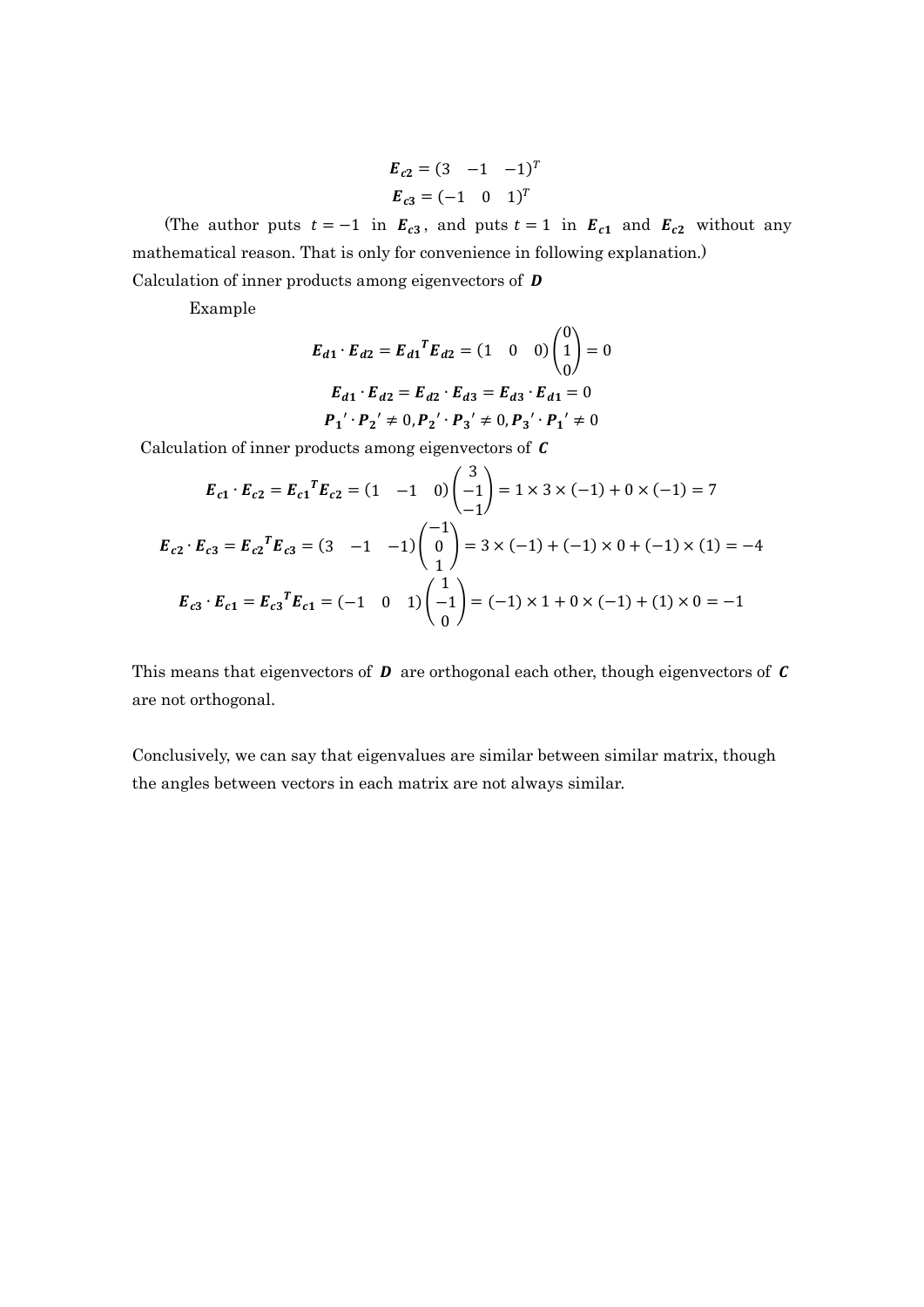$$\boldsymbol{E_{c2}} = (3 \quad -1 \quad -1)^T$$

$$\boldsymbol{E_{c3}} = (-1 \quad 0 \quad 1)^T$$

(The author puts $t = -1$ in $\boldsymbol{E_{c3}}$, and puts $t = 1$ in $\boldsymbol{E_{c1}}$ and $\boldsymbol{E_{c2}}$ without any mathematical reason. That is only for convenience in following explanation.)

Calculation of inner products among eigenvectors of $\boldsymbol{D}$

Example

$$\boldsymbol{E_{d1}} \cdot \boldsymbol{E_{d2}} = \boldsymbol{E_{d1}}^T \boldsymbol{E_{d2}} = (1 \quad 0 \quad 0) \begin{pmatrix} 0 \\ 1 \\ 0 \end{pmatrix} = 0$$

$$\boldsymbol{E_{d1}} \cdot \boldsymbol{E_{d2}} = \boldsymbol{E_{d2}} \cdot \boldsymbol{E_{d3}} = \boldsymbol{E_{d3}} \cdot \boldsymbol{E_{d1}} = 0$$

$$\boldsymbol{P_1}' \cdot \boldsymbol{P_2}' \neq 0, \boldsymbol{P_2}' \cdot \boldsymbol{P_3}' \neq 0, \boldsymbol{P_3}' \cdot \boldsymbol{P_1}' \neq 0$$

Calculation of inner products among eigenvectors of $\boldsymbol{C}$

$$\boldsymbol{E_{c1}} \cdot \boldsymbol{E_{c2}} = \boldsymbol{E_{c1}}^T \boldsymbol{E_{c2}} = (1 \quad -1 \quad 0) \begin{pmatrix} 3 \\ -1 \\ -1 \end{pmatrix} = 1 \times 3 \times (-1) + 0 \times (-1) = 7$$

$$\boldsymbol{E_{c2}} \cdot \boldsymbol{E_{c3}} = \boldsymbol{E_{c2}}^T \boldsymbol{E_{c3}} = (3 \quad -1 \quad -1) \begin{pmatrix} -1 \\ 0 \\ 1 \end{pmatrix} = 3 \times (-1) + (-1) \times 0 + (-1) \times (1) = -4$$

$$\boldsymbol{E_{c3}} \cdot \boldsymbol{E_{c1}} = \boldsymbol{E_{c3}}^T \boldsymbol{E_{c1}} = (-1 \quad 0 \quad 1) \begin{pmatrix} 1 \\ -1 \\ 0 \end{pmatrix} = (-1) \times 1 + 0 \times (-1) + (1) \times 0 = -1$$

This means that eigenvectors of $\boldsymbol{D}$ are orthogonal each other, though eigenvectors of $\boldsymbol{C}$ are not orthogonal.

Conclusively, we can say that eigenvalues are similar between similar matrix, though the angles between vectors in each matrix are not always similar.